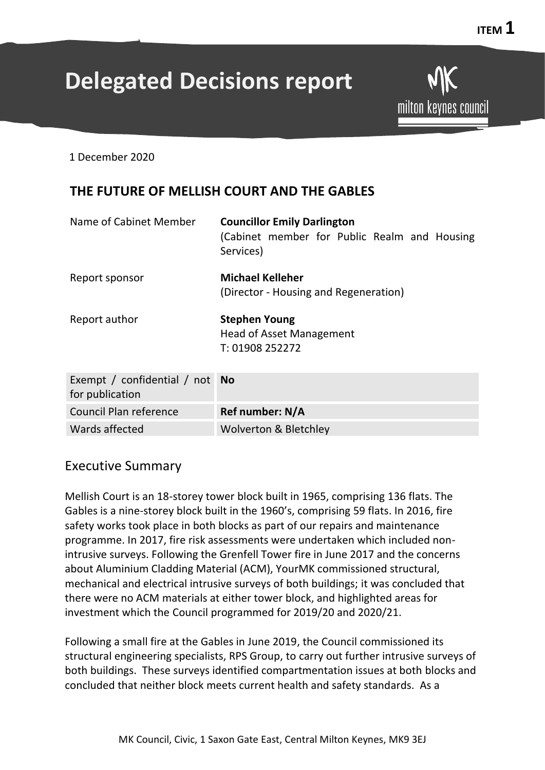ITEM 1

# Delegated Decisions report

1 December 2020

## THE FUTURE OF MELLISH COURT AND THE GABLES

| | |
|---|---|
| Name of Cabinet Member | **Councillor Emily Darlington** (Cabinet member for Public Realm and Housing Services) |
| Report sponsor | **Michael Kelleher** (Director - Housing and Regeneration) |
| Report author | **Stephen Young** Head of Asset Management T: 01908 252272 |

| | |
|---|---|
| Exempt / confidential / not for publication | **No** |
| Council Plan reference | **Ref number: N/A** |
| Wards affected | Wolverton & Bletchley |

## Executive Summary

Mellish Court is an 18-storey tower block built in 1965, comprising 136 flats. The Gables is a nine-storey block built in the 1960's, comprising 59 flats. In 2016, fire safety works took place in both blocks as part of our repairs and maintenance programme. In 2017, fire risk assessments were undertaken which included non-intrusive surveys. Following the Grenfell Tower fire in June 2017 and the concerns about Aluminium Cladding Material (ACM), YourMK commissioned structural, mechanical and electrical intrusive surveys of both buildings; it was concluded that there were no ACM materials at either tower block, and highlighted areas for investment which the Council programmed for 2019/20 and 2020/21.

Following a small fire at the Gables in June 2019, the Council commissioned its structural engineering specialists, RPS Group, to carry out further intrusive surveys of both buildings. These surveys identified compartmentation issues at both blocks and concluded that neither block meets current health and safety standards. As a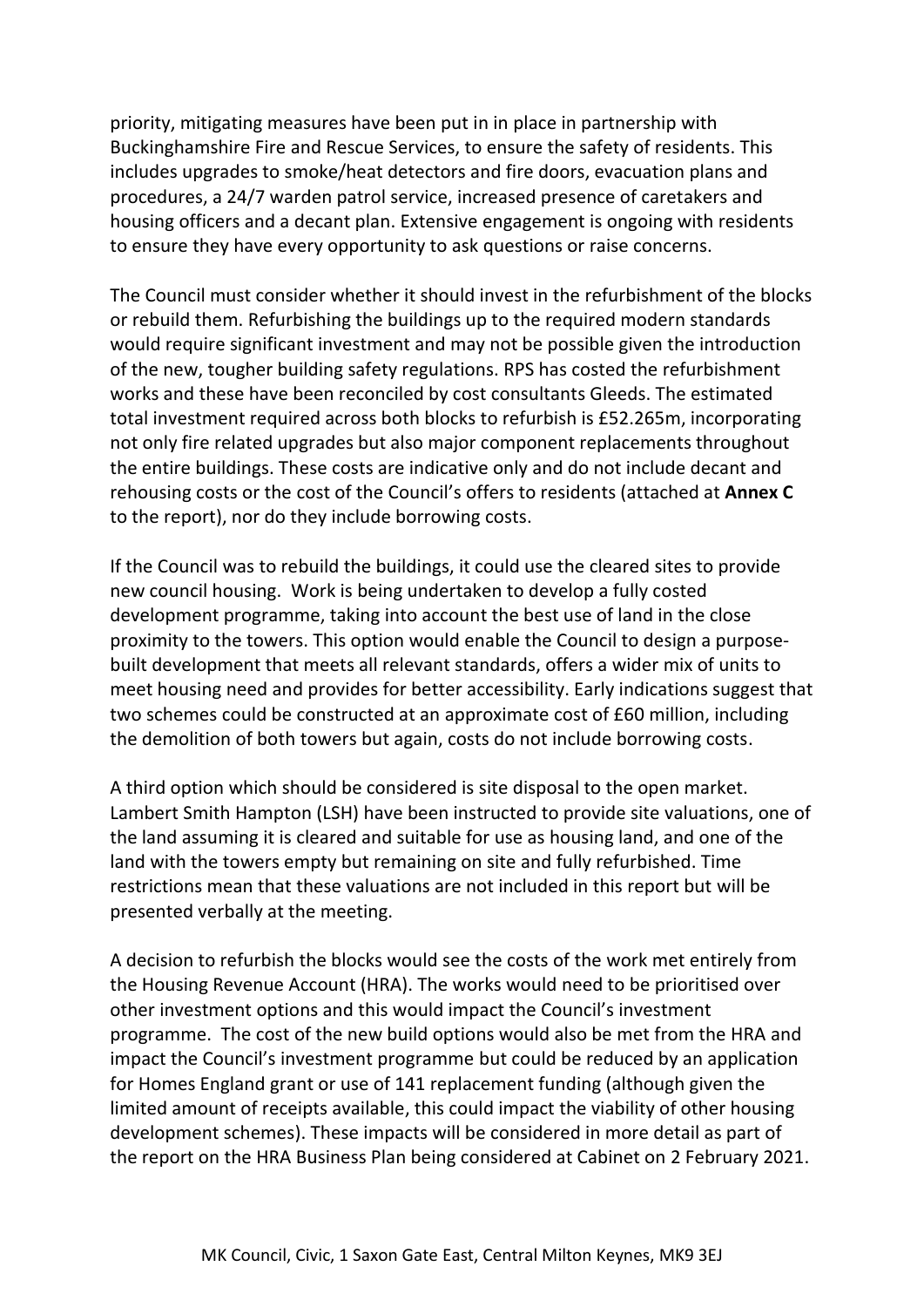priority, mitigating measures have been put in in place in partnership with Buckinghamshire Fire and Rescue Services, to ensure the safety of residents. This includes upgrades to smoke/heat detectors and fire doors, evacuation plans and procedures, a 24/7 warden patrol service, increased presence of caretakers and housing officers and a decant plan. Extensive engagement is ongoing with residents to ensure they have every opportunity to ask questions or raise concerns.

The Council must consider whether it should invest in the refurbishment of the blocks or rebuild them. Refurbishing the buildings up to the required modern standards would require significant investment and may not be possible given the introduction of the new, tougher building safety regulations. RPS has costed the refurbishment works and these have been reconciled by cost consultants Gleeds. The estimated total investment required across both blocks to refurbish is £52.265m, incorporating not only fire related upgrades but also major component replacements throughout the entire buildings. These costs are indicative only and do not include decant and rehousing costs or the cost of the Council's offers to residents (attached at **Annex C** to the report), nor do they include borrowing costs.

If the Council was to rebuild the buildings, it could use the cleared sites to provide new council housing. Work is being undertaken to develop a fully costed development programme, taking into account the best use of land in the close proximity to the towers. This option would enable the Council to design a purpose-built development that meets all relevant standards, offers a wider mix of units to meet housing need and provides for better accessibility. Early indications suggest that two schemes could be constructed at an approximate cost of £60 million, including the demolition of both towers but again, costs do not include borrowing costs.

A third option which should be considered is site disposal to the open market. Lambert Smith Hampton (LSH) have been instructed to provide site valuations, one of the land assuming it is cleared and suitable for use as housing land, and one of the land with the towers empty but remaining on site and fully refurbished. Time restrictions mean that these valuations are not included in this report but will be presented verbally at the meeting.

A decision to refurbish the blocks would see the costs of the work met entirely from the Housing Revenue Account (HRA). The works would need to be prioritised over other investment options and this would impact the Council's investment programme. The cost of the new build options would also be met from the HRA and impact the Council's investment programme but could be reduced by an application for Homes England grant or use of 141 replacement funding (although given the limited amount of receipts available, this could impact the viability of other housing development schemes). These impacts will be considered in more detail as part of the report on the HRA Business Plan being considered at Cabinet on 2 February 2021.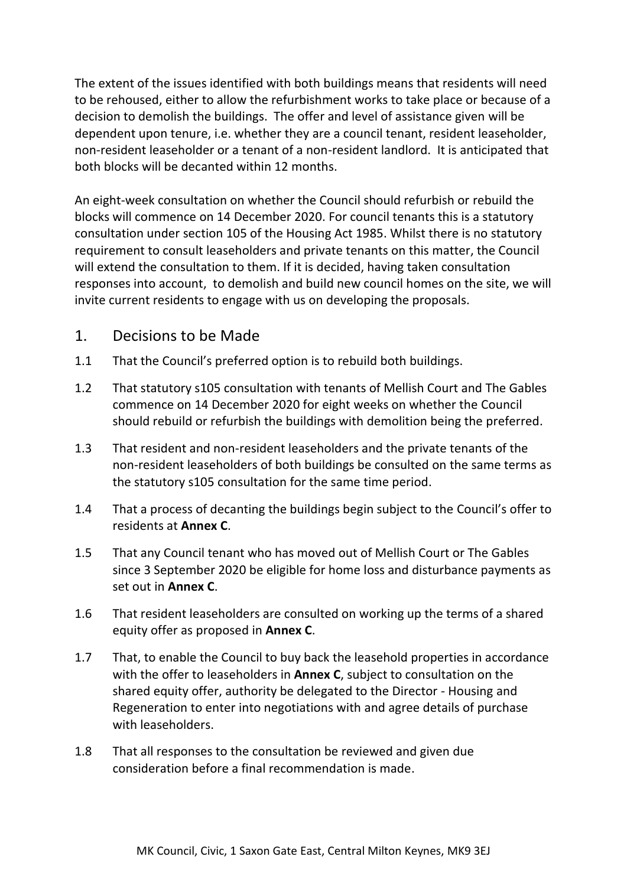The extent of the issues identified with both buildings means that residents will need to be rehoused, either to allow the refurbishment works to take place or because of a decision to demolish the buildings. The offer and level of assistance given will be dependent upon tenure, i.e. whether they are a council tenant, resident leaseholder, non-resident leaseholder or a tenant of a non-resident landlord. It is anticipated that both blocks will be decanted within 12 months.

An eight-week consultation on whether the Council should refurbish or rebuild the blocks will commence on 14 December 2020. For council tenants this is a statutory consultation under section 105 of the Housing Act 1985. Whilst there is no statutory requirement to consult leaseholders and private tenants on this matter, the Council will extend the consultation to them. If it is decided, having taken consultation responses into account, to demolish and build new council homes on the site, we will invite current residents to engage with us on developing the proposals.

## 1. Decisions to be Made

1.1 That the Council's preferred option is to rebuild both buildings.

1.2 That statutory s105 consultation with tenants of Mellish Court and The Gables commence on 14 December 2020 for eight weeks on whether the Council should rebuild or refurbish the buildings with demolition being the preferred.

1.3 That resident and non-resident leaseholders and the private tenants of the non-resident leaseholders of both buildings be consulted on the same terms as the statutory s105 consultation for the same time period.

1.4 That a process of decanting the buildings begin subject to the Council's offer to residents at **Annex C**.

1.5 That any Council tenant who has moved out of Mellish Court or The Gables since 3 September 2020 be eligible for home loss and disturbance payments as set out in **Annex C**.

1.6 That resident leaseholders are consulted on working up the terms of a shared equity offer as proposed in **Annex C**.

1.7 That, to enable the Council to buy back the leasehold properties in accordance with the offer to leaseholders in **Annex C**, subject to consultation on the shared equity offer, authority be delegated to the Director - Housing and Regeneration to enter into negotiations with and agree details of purchase with leaseholders.

1.8 That all responses to the consultation be reviewed and given due consideration before a final recommendation is made.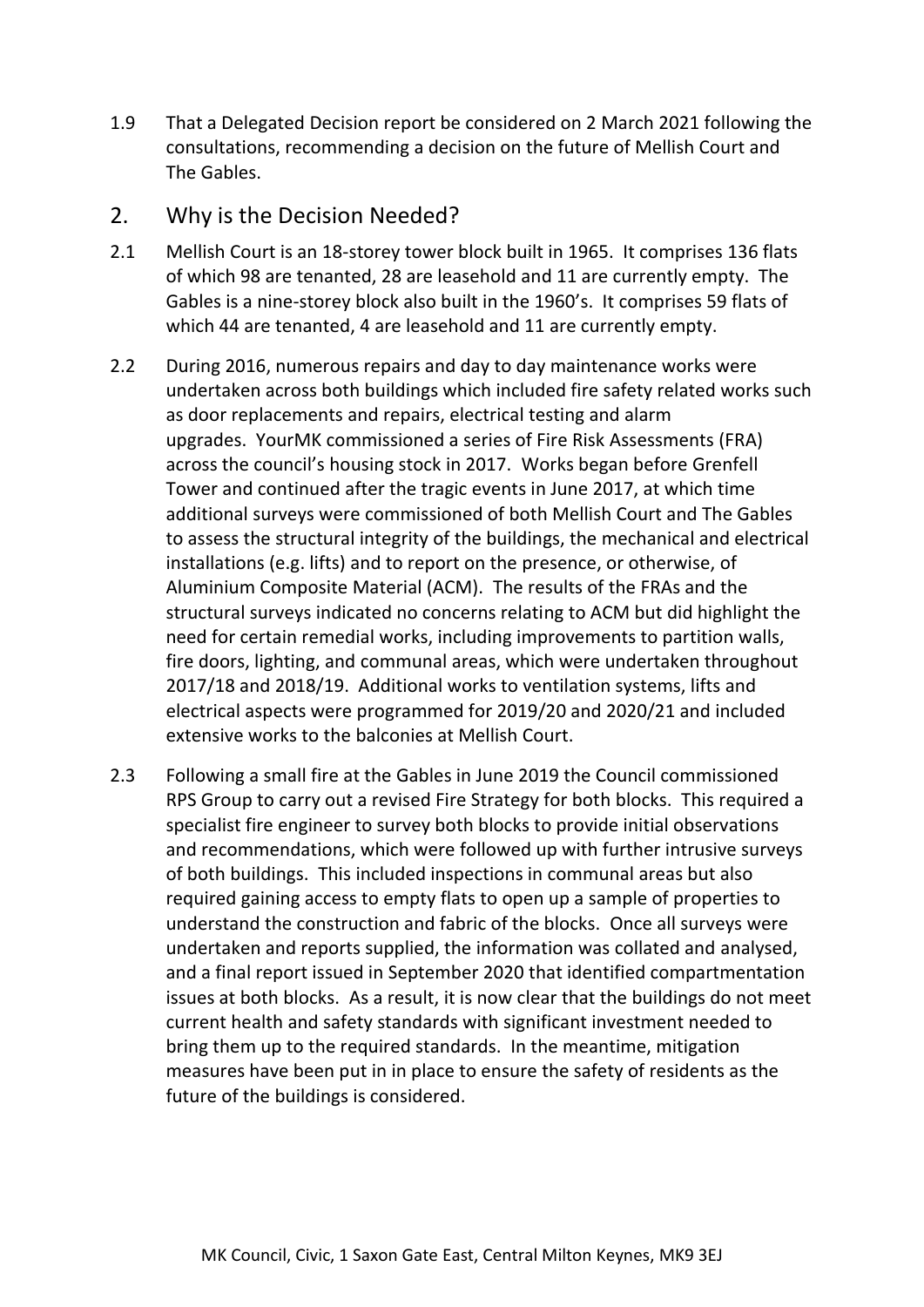1.9 That a Delegated Decision report be considered on 2 March 2021 following the consultations, recommending a decision on the future of Mellish Court and The Gables.

## 2. Why is the Decision Needed?

2.1 Mellish Court is an 18-storey tower block built in 1965. It comprises 136 flats of which 98 are tenanted, 28 are leasehold and 11 are currently empty. The Gables is a nine-storey block also built in the 1960's. It comprises 59 flats of which 44 are tenanted, 4 are leasehold and 11 are currently empty.

2.2 During 2016, numerous repairs and day to day maintenance works were undertaken across both buildings which included fire safety related works such as door replacements and repairs, electrical testing and alarm upgrades. YourMK commissioned a series of Fire Risk Assessments (FRA) across the council's housing stock in 2017. Works began before Grenfell Tower and continued after the tragic events in June 2017, at which time additional surveys were commissioned of both Mellish Court and The Gables to assess the structural integrity of the buildings, the mechanical and electrical installations (e.g. lifts) and to report on the presence, or otherwise, of Aluminium Composite Material (ACM). The results of the FRAs and the structural surveys indicated no concerns relating to ACM but did highlight the need for certain remedial works, including improvements to partition walls, fire doors, lighting, and communal areas, which were undertaken throughout 2017/18 and 2018/19. Additional works to ventilation systems, lifts and electrical aspects were programmed for 2019/20 and 2020/21 and included extensive works to the balconies at Mellish Court.

2.3 Following a small fire at the Gables in June 2019 the Council commissioned RPS Group to carry out a revised Fire Strategy for both blocks. This required a specialist fire engineer to survey both blocks to provide initial observations and recommendations, which were followed up with further intrusive surveys of both buildings. This included inspections in communal areas but also required gaining access to empty flats to open up a sample of properties to understand the construction and fabric of the blocks. Once all surveys were undertaken and reports supplied, the information was collated and analysed, and a final report issued in September 2020 that identified compartmentation issues at both blocks. As a result, it is now clear that the buildings do not meet current health and safety standards with significant investment needed to bring them up to the required standards. In the meantime, mitigation measures have been put in in place to ensure the safety of residents as the future of the buildings is considered.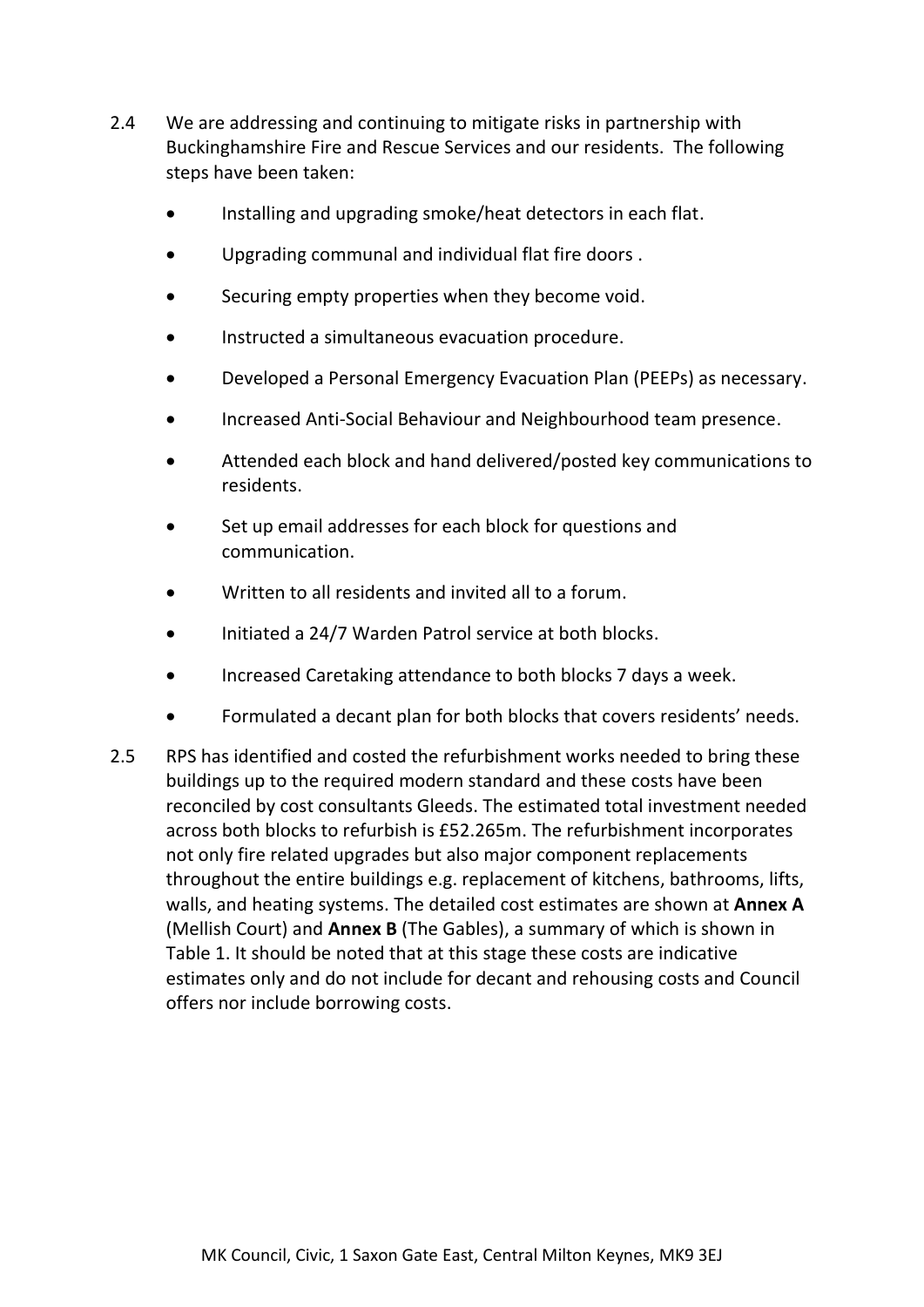2.4 We are addressing and continuing to mitigate risks in partnership with Buckinghamshire Fire and Rescue Services and our residents. The following steps have been taken:

- Installing and upgrading smoke/heat detectors in each flat.
- Upgrading communal and individual flat fire doors .
- Securing empty properties when they become void.
- Instructed a simultaneous evacuation procedure.
- Developed a Personal Emergency Evacuation Plan (PEEPs) as necessary.
- Increased Anti-Social Behaviour and Neighbourhood team presence.
- Attended each block and hand delivered/posted key communications to residents.
- Set up email addresses for each block for questions and communication.
- Written to all residents and invited all to a forum.
- Initiated a 24/7 Warden Patrol service at both blocks.
- Increased Caretaking attendance to both blocks 7 days a week.
- Formulated a decant plan for both blocks that covers residents' needs.

2.5 RPS has identified and costed the refurbishment works needed to bring these buildings up to the required modern standard and these costs have been reconciled by cost consultants Gleeds. The estimated total investment needed across both blocks to refurbish is £52.265m. The refurbishment incorporates not only fire related upgrades but also major component replacements throughout the entire buildings e.g. replacement of kitchens, bathrooms, lifts, walls, and heating systems. The detailed cost estimates are shown at **Annex A** (Mellish Court) and **Annex B** (The Gables), a summary of which is shown in Table 1. It should be noted that at this stage these costs are indicative estimates only and do not include for decant and rehousing costs and Council offers nor include borrowing costs.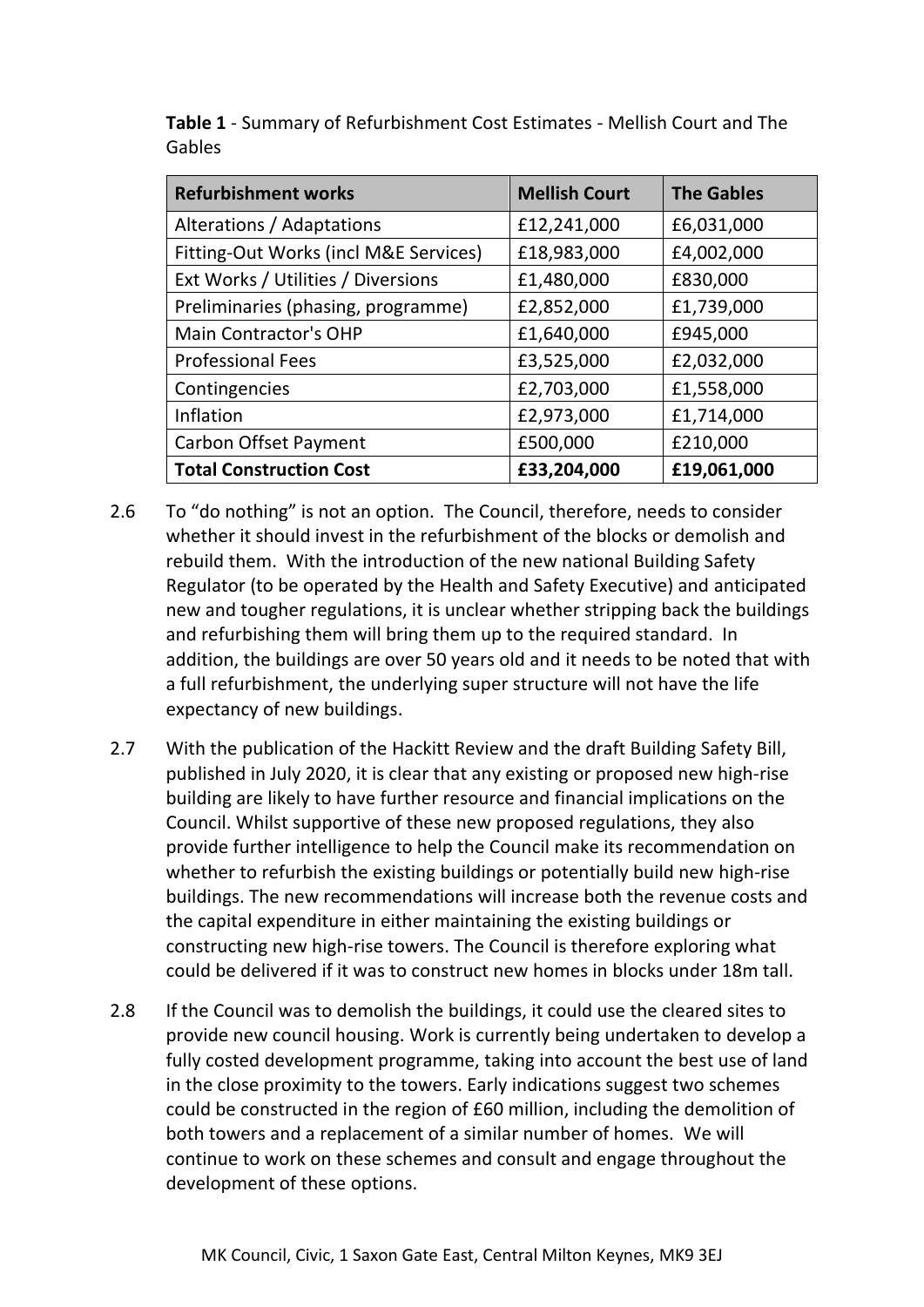**Table 1** - Summary of Refurbishment Cost Estimates - Mellish Court and The Gables

| Refurbishment works | Mellish Court | The Gables |
|---|---|---|
| Alterations / Adaptations | £12,241,000 | £6,031,000 |
| Fitting-Out Works (incl M&E Services) | £18,983,000 | £4,002,000 |
| Ext Works / Utilities / Diversions | £1,480,000 | £830,000 |
| Preliminaries (phasing, programme) | £2,852,000 | £1,739,000 |
| Main Contractor's OHP | £1,640,000 | £945,000 |
| Professional Fees | £3,525,000 | £2,032,000 |
| Contingencies | £2,703,000 | £1,558,000 |
| Inflation | £2,973,000 | £1,714,000 |
| Carbon Offset Payment | £500,000 | £210,000 |
| **Total Construction Cost** | **£33,204,000** | **£19,061,000** |

2.6 To "do nothing" is not an option. The Council, therefore, needs to consider whether it should invest in the refurbishment of the blocks or demolish and rebuild them. With the introduction of the new national Building Safety Regulator (to be operated by the Health and Safety Executive) and anticipated new and tougher regulations, it is unclear whether stripping back the buildings and refurbishing them will bring them up to the required standard. In addition, the buildings are over 50 years old and it needs to be noted that with a full refurbishment, the underlying super structure will not have the life expectancy of new buildings.

2.7 With the publication of the Hackitt Review and the draft Building Safety Bill, published in July 2020, it is clear that any existing or proposed new high-rise building are likely to have further resource and financial implications on the Council. Whilst supportive of these new proposed regulations, they also provide further intelligence to help the Council make its recommendation on whether to refurbish the existing buildings or potentially build new high-rise buildings. The new recommendations will increase both the revenue costs and the capital expenditure in either maintaining the existing buildings or constructing new high-rise towers. The Council is therefore exploring what could be delivered if it was to construct new homes in blocks under 18m tall.

2.8 If the Council was to demolish the buildings, it could use the cleared sites to provide new council housing. Work is currently being undertaken to develop a fully costed development programme, taking into account the best use of land in the close proximity to the towers. Early indications suggest two schemes could be constructed in the region of £60 million, including the demolition of both towers and a replacement of a similar number of homes. We will continue to work on these schemes and consult and engage throughout the development of these options.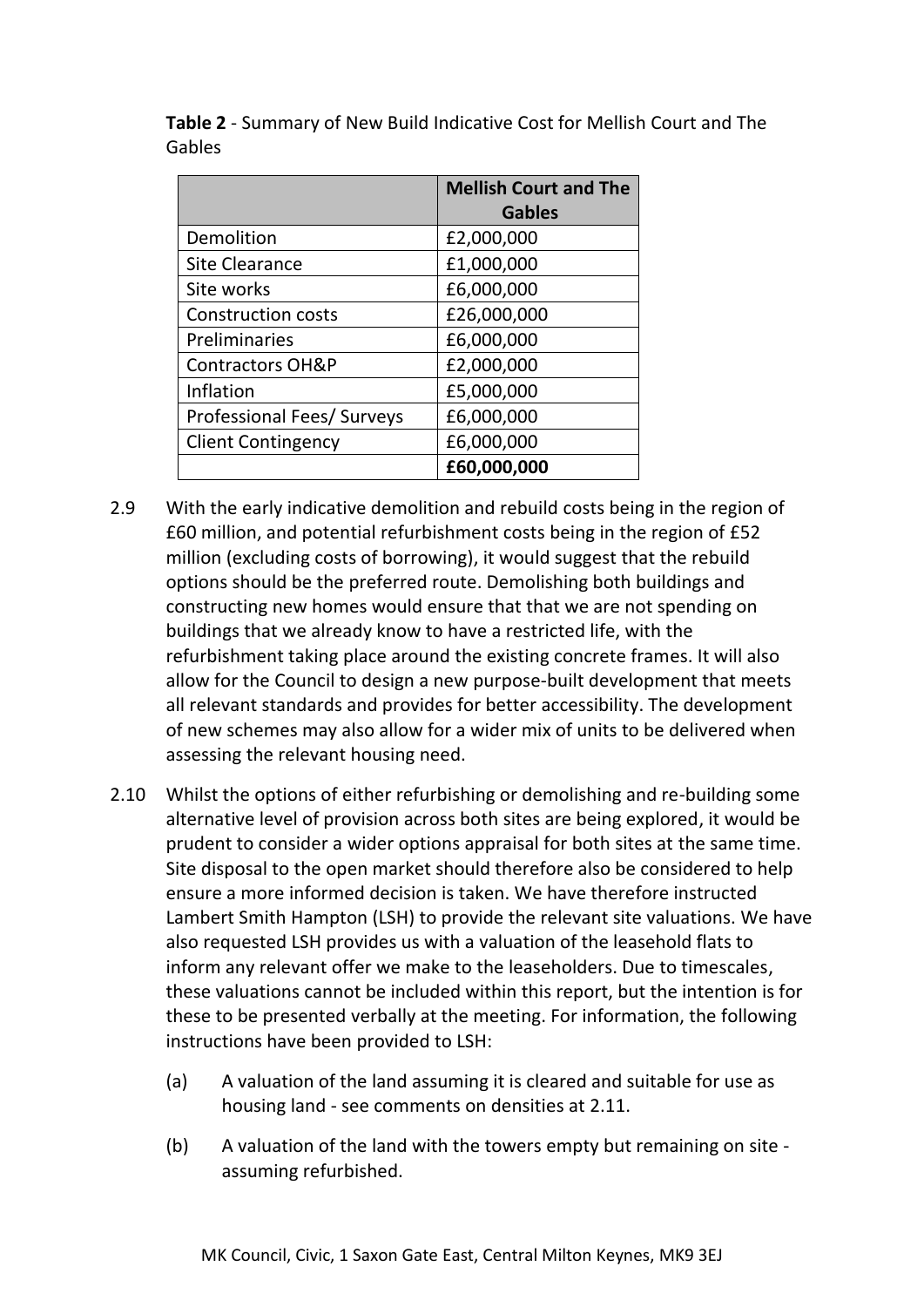**Table 2** - Summary of New Build Indicative Cost for Mellish Court and The Gables

| | **Mellish Court and The Gables** |
|---|---|
| Demolition | £2,000,000 |
| Site Clearance | £1,000,000 |
| Site works | £6,000,000 |
| Construction costs | £26,000,000 |
| Preliminaries | £6,000,000 |
| Contractors OH&P | £2,000,000 |
| Inflation | £5,000,000 |
| Professional Fees/ Surveys | £6,000,000 |
| Client Contingency | £6,000,000 |
| | **£60,000,000** |

2.9 With the early indicative demolition and rebuild costs being in the region of £60 million, and potential refurbishment costs being in the region of £52 million (excluding costs of borrowing), it would suggest that the rebuild options should be the preferred route. Demolishing both buildings and constructing new homes would ensure that that we are not spending on buildings that we already know to have a restricted life, with the refurbishment taking place around the existing concrete frames. It will also allow for the Council to design a new purpose-built development that meets all relevant standards and provides for better accessibility. The development of new schemes may also allow for a wider mix of units to be delivered when assessing the relevant housing need.

2.10 Whilst the options of either refurbishing or demolishing and re-building some alternative level of provision across both sites are being explored, it would be prudent to consider a wider options appraisal for both sites at the same time. Site disposal to the open market should therefore also be considered to help ensure a more informed decision is taken. We have therefore instructed Lambert Smith Hampton (LSH) to provide the relevant site valuations. We have also requested LSH provides us with a valuation of the leasehold flats to inform any relevant offer we make to the leaseholders. Due to timescales, these valuations cannot be included within this report, but the intention is for these to be presented verbally at the meeting. For information, the following instructions have been provided to LSH:

(a) A valuation of the land assuming it is cleared and suitable for use as housing land - see comments on densities at 2.11.

(b) A valuation of the land with the towers empty but remaining on site - assuming refurbished.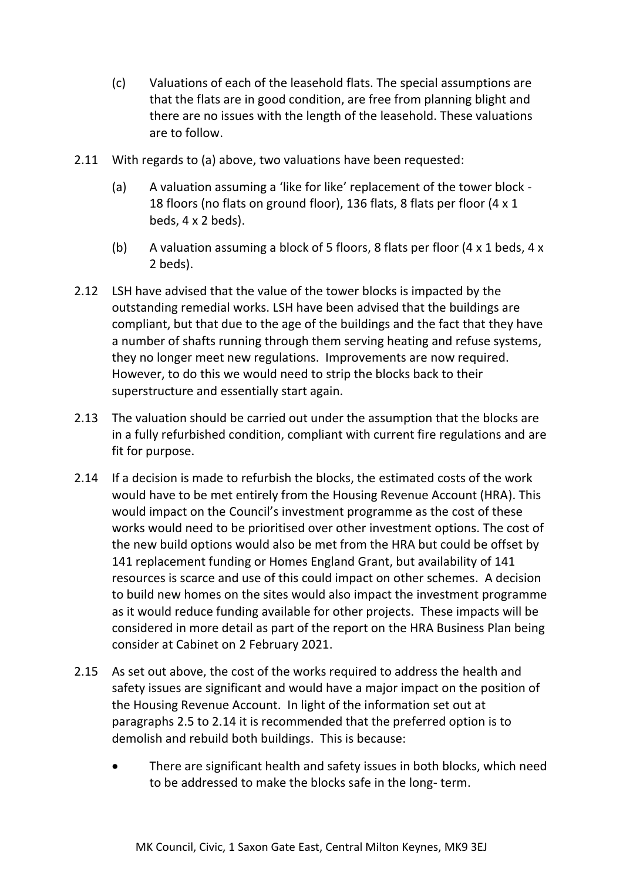(c) Valuations of each of the leasehold flats. The special assumptions are that the flats are in good condition, are free from planning blight and there are no issues with the length of the leasehold. These valuations are to follow.

2.11 With regards to (a) above, two valuations have been requested:

(a) A valuation assuming a 'like for like' replacement of the tower block - 18 floors (no flats on ground floor), 136 flats, 8 flats per floor (4 x 1 beds, 4 x 2 beds).

(b) A valuation assuming a block of 5 floors, 8 flats per floor (4 x 1 beds, 4 x 2 beds).

2.12 LSH have advised that the value of the tower blocks is impacted by the outstanding remedial works. LSH have been advised that the buildings are compliant, but that due to the age of the buildings and the fact that they have a number of shafts running through them serving heating and refuse systems, they no longer meet new regulations. Improvements are now required. However, to do this we would need to strip the blocks back to their superstructure and essentially start again.

2.13 The valuation should be carried out under the assumption that the blocks are in a fully refurbished condition, compliant with current fire regulations and are fit for purpose.

2.14 If a decision is made to refurbish the blocks, the estimated costs of the work would have to be met entirely from the Housing Revenue Account (HRA). This would impact on the Council's investment programme as the cost of these works would need to be prioritised over other investment options. The cost of the new build options would also be met from the HRA but could be offset by 141 replacement funding or Homes England Grant, but availability of 141 resources is scarce and use of this could impact on other schemes. A decision to build new homes on the sites would also impact the investment programme as it would reduce funding available for other projects. These impacts will be considered in more detail as part of the report on the HRA Business Plan being consider at Cabinet on 2 February 2021.

2.15 As set out above, the cost of the works required to address the health and safety issues are significant and would have a major impact on the position of the Housing Revenue Account. In light of the information set out at paragraphs 2.5 to 2.14 it is recommended that the preferred option is to demolish and rebuild both buildings. This is because:

- There are significant health and safety issues in both blocks, which need to be addressed to make the blocks safe in the long- term.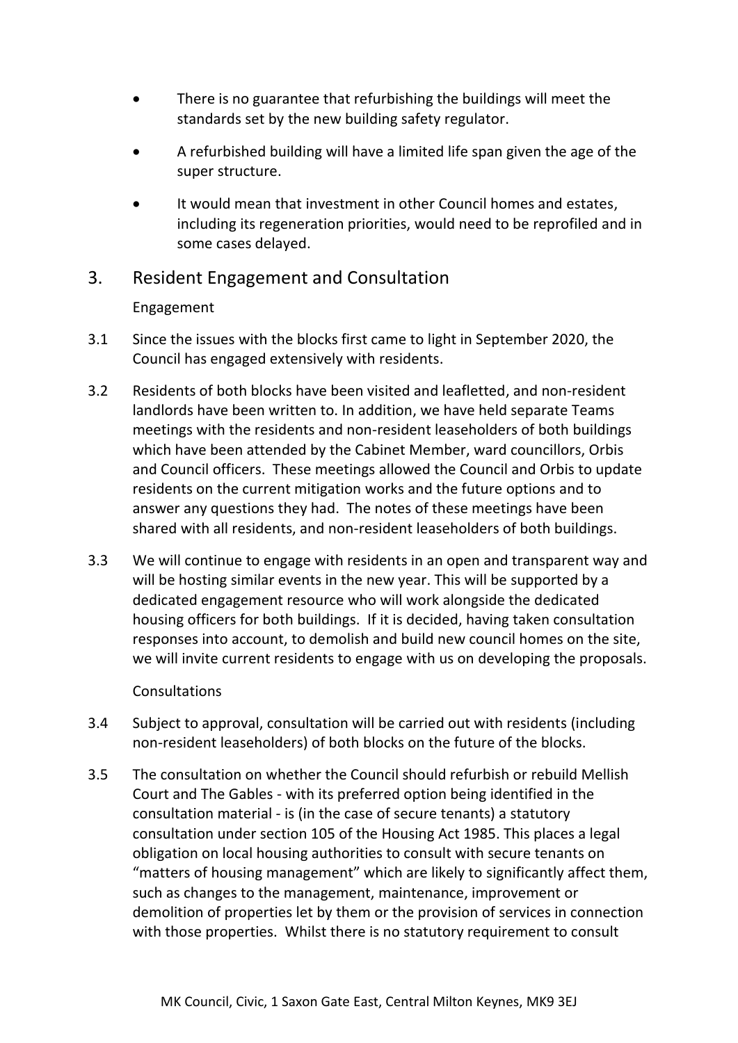- There is no guarantee that refurbishing the buildings will meet the standards set by the new building safety regulator.

- A refurbished building will have a limited life span given the age of the super structure.

- It would mean that investment in other Council homes and estates, including its regeneration priorities, would need to be reprofiled and in some cases delayed.

## 3. Resident Engagement and Consultation

Engagement

3.1 Since the issues with the blocks first came to light in September 2020, the Council has engaged extensively with residents.

3.2 Residents of both blocks have been visited and leafletted, and non-resident landlords have been written to. In addition, we have held separate Teams meetings with the residents and non-resident leaseholders of both buildings which have been attended by the Cabinet Member, ward councillors, Orbis and Council officers. These meetings allowed the Council and Orbis to update residents on the current mitigation works and the future options and to answer any questions they had. The notes of these meetings have been shared with all residents, and non-resident leaseholders of both buildings.

3.3 We will continue to engage with residents in an open and transparent way and will be hosting similar events in the new year. This will be supported by a dedicated engagement resource who will work alongside the dedicated housing officers for both buildings. If it is decided, having taken consultation responses into account, to demolish and build new council homes on the site, we will invite current residents to engage with us on developing the proposals.

Consultations

3.4 Subject to approval, consultation will be carried out with residents (including non-resident leaseholders) of both blocks on the future of the blocks.

3.5 The consultation on whether the Council should refurbish or rebuild Mellish Court and The Gables - with its preferred option being identified in the consultation material - is (in the case of secure tenants) a statutory consultation under section 105 of the Housing Act 1985. This places a legal obligation on local housing authorities to consult with secure tenants on "matters of housing management" which are likely to significantly affect them, such as changes to the management, maintenance, improvement or demolition of properties let by them or the provision of services in connection with those properties. Whilst there is no statutory requirement to consult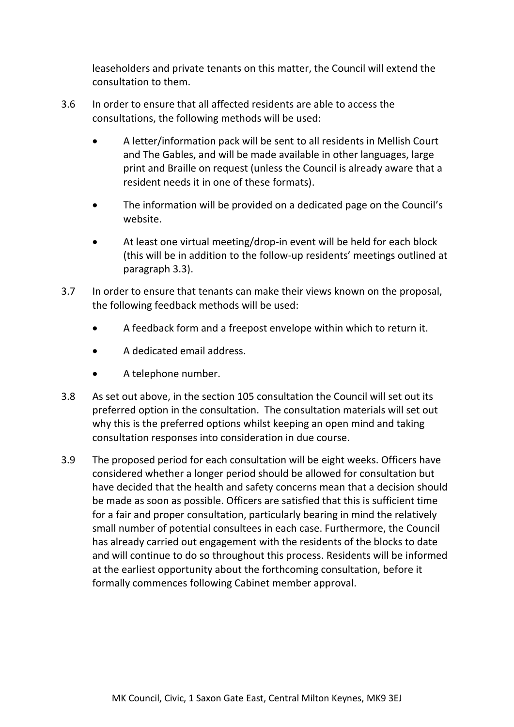leaseholders and private tenants on this matter, the Council will extend the consultation to them.

3.6 In order to ensure that all affected residents are able to access the consultations, the following methods will be used:

- A letter/information pack will be sent to all residents in Mellish Court and The Gables, and will be made available in other languages, large print and Braille on request (unless the Council is already aware that a resident needs it in one of these formats).
- The information will be provided on a dedicated page on the Council's website.
- At least one virtual meeting/drop-in event will be held for each block (this will be in addition to the follow-up residents' meetings outlined at paragraph 3.3).

3.7 In order to ensure that tenants can make their views known on the proposal, the following feedback methods will be used:

- A feedback form and a freepost envelope within which to return it.
- A dedicated email address.
- A telephone number.

3.8 As set out above, in the section 105 consultation the Council will set out its preferred option in the consultation. The consultation materials will set out why this is the preferred options whilst keeping an open mind and taking consultation responses into consideration in due course.

3.9 The proposed period for each consultation will be eight weeks. Officers have considered whether a longer period should be allowed for consultation but have decided that the health and safety concerns mean that a decision should be made as soon as possible. Officers are satisfied that this is sufficient time for a fair and proper consultation, particularly bearing in mind the relatively small number of potential consultees in each case. Furthermore, the Council has already carried out engagement with the residents of the blocks to date and will continue to do so throughout this process. Residents will be informed at the earliest opportunity about the forthcoming consultation, before it formally commences following Cabinet member approval.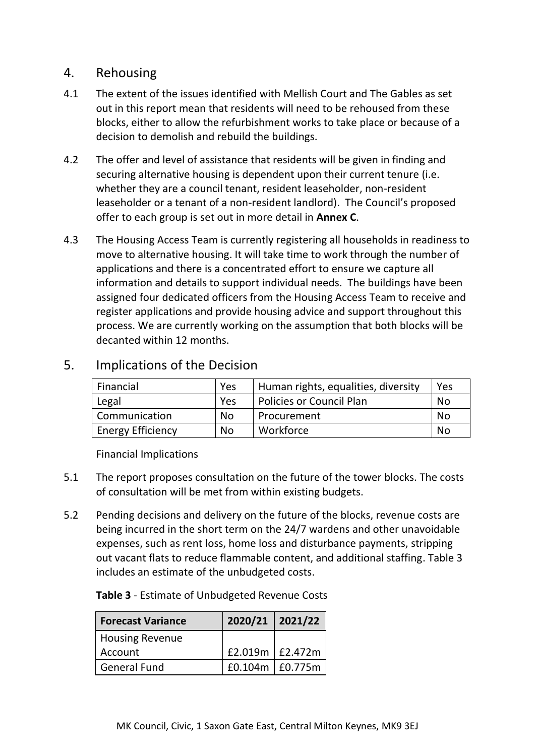## 4. Rehousing

4.1 The extent of the issues identified with Mellish Court and The Gables as set out in this report mean that residents will need to be rehoused from these blocks, either to allow the refurbishment works to take place or because of a decision to demolish and rebuild the buildings.

4.2 The offer and level of assistance that residents will be given in finding and securing alternative housing is dependent upon their current tenure (i.e. whether they are a council tenant, resident leaseholder, non-resident leaseholder or a tenant of a non-resident landlord). The Council's proposed offer to each group is set out in more detail in **Annex C**.

4.3 The Housing Access Team is currently registering all households in readiness to move to alternative housing. It will take time to work through the number of applications and there is a concentrated effort to ensure we capture all information and details to support individual needs. The buildings have been assigned four dedicated officers from the Housing Access Team to receive and register applications and provide housing advice and support throughout this process. We are currently working on the assumption that both blocks will be decanted within 12 months.

## 5. Implications of the Decision

| Financial | Yes | Human rights, equalities, diversity | Yes |
|---|---|---|---|
| Legal | Yes | Policies or Council Plan | No |
| Communication | No | Procurement | No |
| Energy Efficiency | No | Workforce | No |

Financial Implications

5.1 The report proposes consultation on the future of the tower blocks. The costs of consultation will be met from within existing budgets.

5.2 Pending decisions and delivery on the future of the blocks, revenue costs are being incurred in the short term on the 24/7 wardens and other unavoidable expenses, such as rent loss, home loss and disturbance payments, stripping out vacant flats to reduce flammable content, and additional staffing. Table 3 includes an estimate of the unbudgeted costs.

**Table 3** - Estimate of Unbudgeted Revenue Costs

| Forecast Variance | 2020/21 | 2021/22 |
|---|---|---|
| Housing Revenue Account | £2.019m | £2.472m |
| General Fund | £0.104m | £0.775m |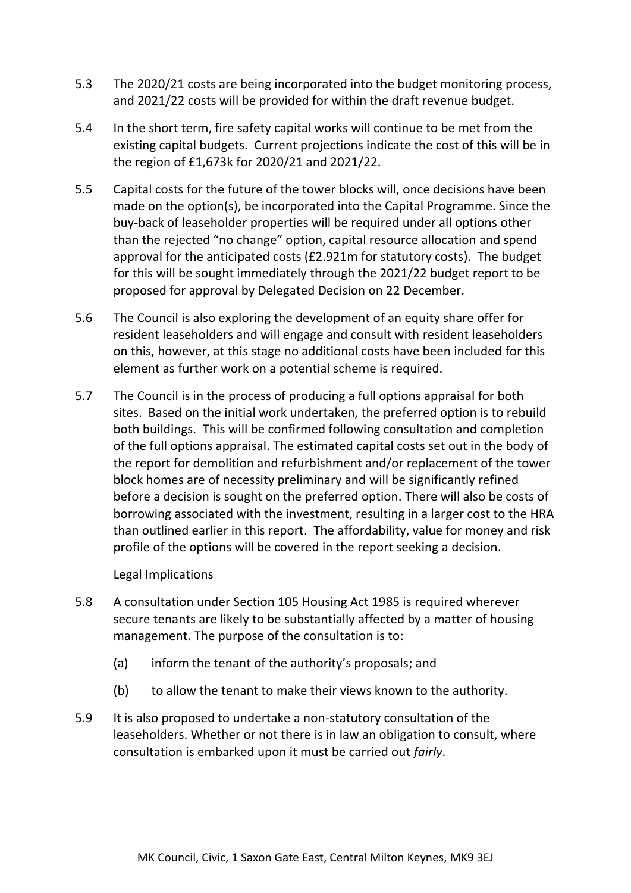5.3 The 2020/21 costs are being incorporated into the budget monitoring process, and 2021/22 costs will be provided for within the draft revenue budget.

5.4 In the short term, fire safety capital works will continue to be met from the existing capital budgets. Current projections indicate the cost of this will be in the region of £1,673k for 2020/21 and 2021/22.

5.5 Capital costs for the future of the tower blocks will, once decisions have been made on the option(s), be incorporated into the Capital Programme. Since the buy-back of leaseholder properties will be required under all options other than the rejected "no change" option, capital resource allocation and spend approval for the anticipated costs (£2.921m for statutory costs). The budget for this will be sought immediately through the 2021/22 budget report to be proposed for approval by Delegated Decision on 22 December.

5.6 The Council is also exploring the development of an equity share offer for resident leaseholders and will engage and consult with resident leaseholders on this, however, at this stage no additional costs have been included for this element as further work on a potential scheme is required.

5.7 The Council is in the process of producing a full options appraisal for both sites. Based on the initial work undertaken, the preferred option is to rebuild both buildings. This will be confirmed following consultation and completion of the full options appraisal. The estimated capital costs set out in the body of the report for demolition and refurbishment and/or replacement of the tower block homes are of necessity preliminary and will be significantly refined before a decision is sought on the preferred option. There will also be costs of borrowing associated with the investment, resulting in a larger cost to the HRA than outlined earlier in this report. The affordability, value for money and risk profile of the options will be covered in the report seeking a decision.

Legal Implications

5.8 A consultation under Section 105 Housing Act 1985 is required wherever secure tenants are likely to be substantially affected by a matter of housing management. The purpose of the consultation is to:

(a) inform the tenant of the authority's proposals; and

(b) to allow the tenant to make their views known to the authority.

5.9 It is also proposed to undertake a non-statutory consultation of the leaseholders. Whether or not there is in law an obligation to consult, where consultation is embarked upon it must be carried out *fairly*.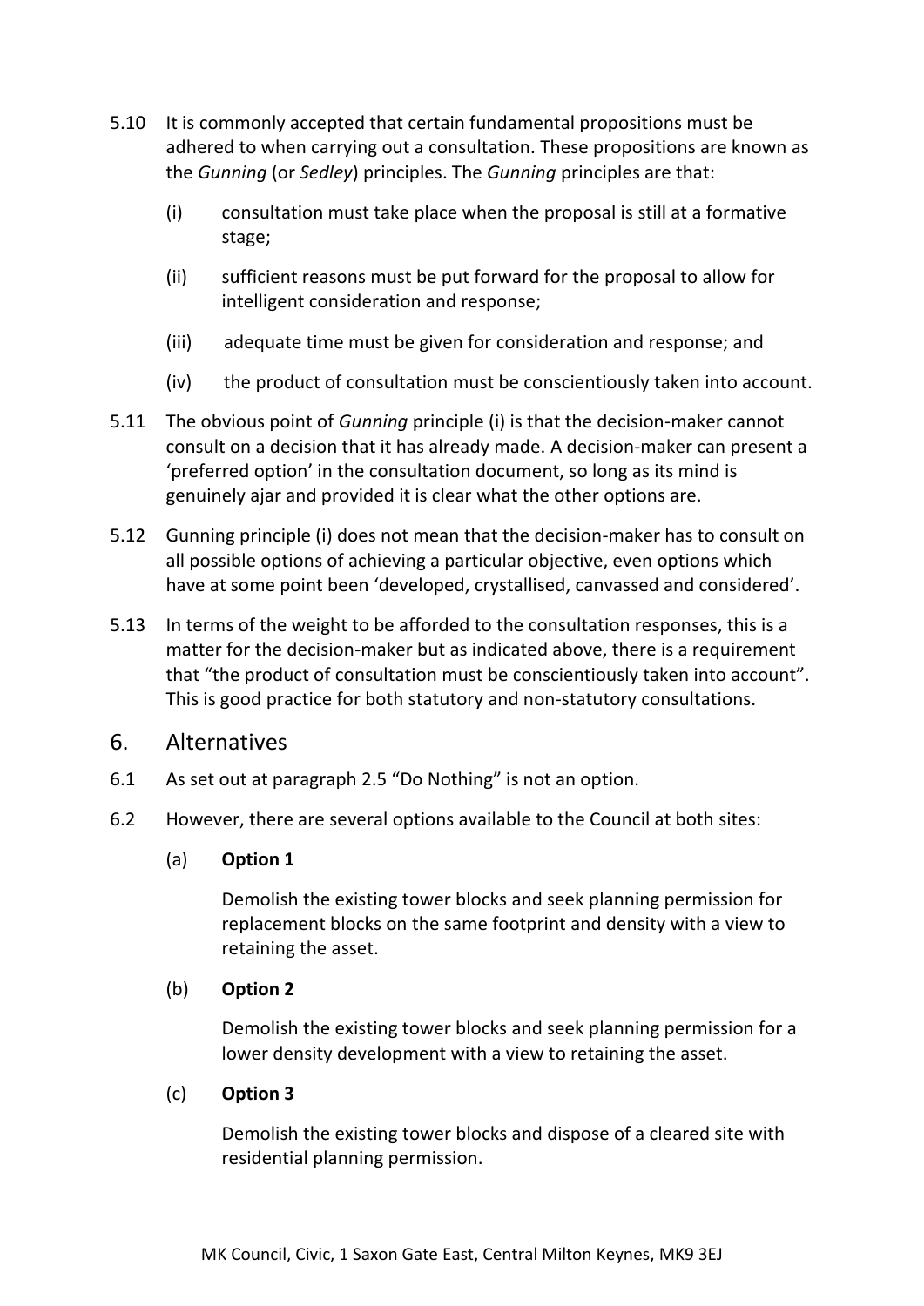5.10 It is commonly accepted that certain fundamental propositions must be adhered to when carrying out a consultation. These propositions are known as the *Gunning* (or *Sedley*) principles. The *Gunning* principles are that:

(i) consultation must take place when the proposal is still at a formative stage;

(ii) sufficient reasons must be put forward for the proposal to allow for intelligent consideration and response;

(iii) adequate time must be given for consideration and response; and

(iv) the product of consultation must be conscientiously taken into account.

5.11 The obvious point of *Gunning* principle (i) is that the decision-maker cannot consult on a decision that it has already made. A decision-maker can present a 'preferred option' in the consultation document, so long as its mind is genuinely ajar and provided it is clear what the other options are.

5.12 Gunning principle (i) does not mean that the decision-maker has to consult on all possible options of achieving a particular objective, even options which have at some point been 'developed, crystallised, canvassed and considered'.

5.13 In terms of the weight to be afforded to the consultation responses, this is a matter for the decision-maker but as indicated above, there is a requirement that "the product of consultation must be conscientiously taken into account". This is good practice for both statutory and non-statutory consultations.

## 6. Alternatives

6.1 As set out at paragraph 2.5 "Do Nothing" is not an option.

6.2 However, there are several options available to the Council at both sites:

(a) **Option 1**

Demolish the existing tower blocks and seek planning permission for replacement blocks on the same footprint and density with a view to retaining the asset.

(b) **Option 2**

Demolish the existing tower blocks and seek planning permission for a lower density development with a view to retaining the asset.

(c) **Option 3**

Demolish the existing tower blocks and dispose of a cleared site with residential planning permission.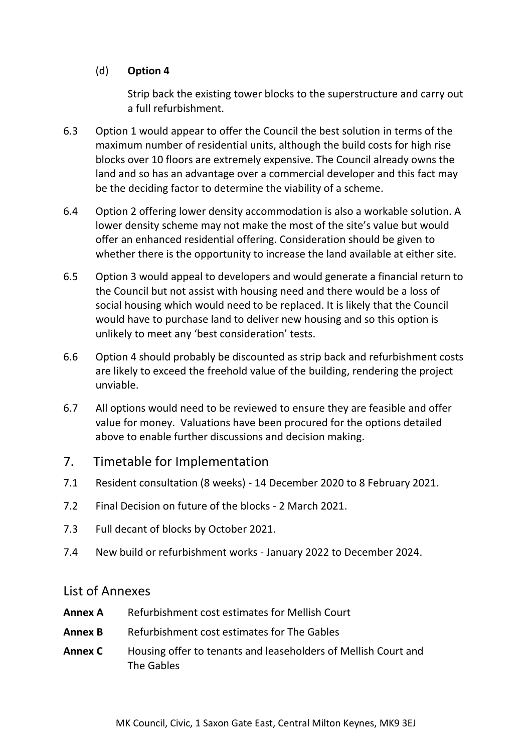(d) **Option 4**

Strip back the existing tower blocks to the superstructure and carry out a full refurbishment.

6.3 Option 1 would appear to offer the Council the best solution in terms of the maximum number of residential units, although the build costs for high rise blocks over 10 floors are extremely expensive. The Council already owns the land and so has an advantage over a commercial developer and this fact may be the deciding factor to determine the viability of a scheme.

6.4 Option 2 offering lower density accommodation is also a workable solution. A lower density scheme may not make the most of the site's value but would offer an enhanced residential offering. Consideration should be given to whether there is the opportunity to increase the land available at either site.

6.5 Option 3 would appeal to developers and would generate a financial return to the Council but not assist with housing need and there would be a loss of social housing which would need to be replaced. It is likely that the Council would have to purchase land to deliver new housing and so this option is unlikely to meet any 'best consideration' tests.

6.6 Option 4 should probably be discounted as strip back and refurbishment costs are likely to exceed the freehold value of the building, rendering the project unviable.

6.7 All options would need to be reviewed to ensure they are feasible and offer value for money. Valuations have been procured for the options detailed above to enable further discussions and decision making.

## 7. Timetable for Implementation

7.1 Resident consultation (8 weeks) - 14 December 2020 to 8 February 2021.

7.2 Final Decision on future of the blocks - 2 March 2021.

7.3 Full decant of blocks by October 2021.

7.4 New build or refurbishment works - January 2022 to December 2024.

## List of Annexes

**Annex A** Refurbishment cost estimates for Mellish Court

**Annex B** Refurbishment cost estimates for The Gables

**Annex C** Housing offer to tenants and leaseholders of Mellish Court and The Gables